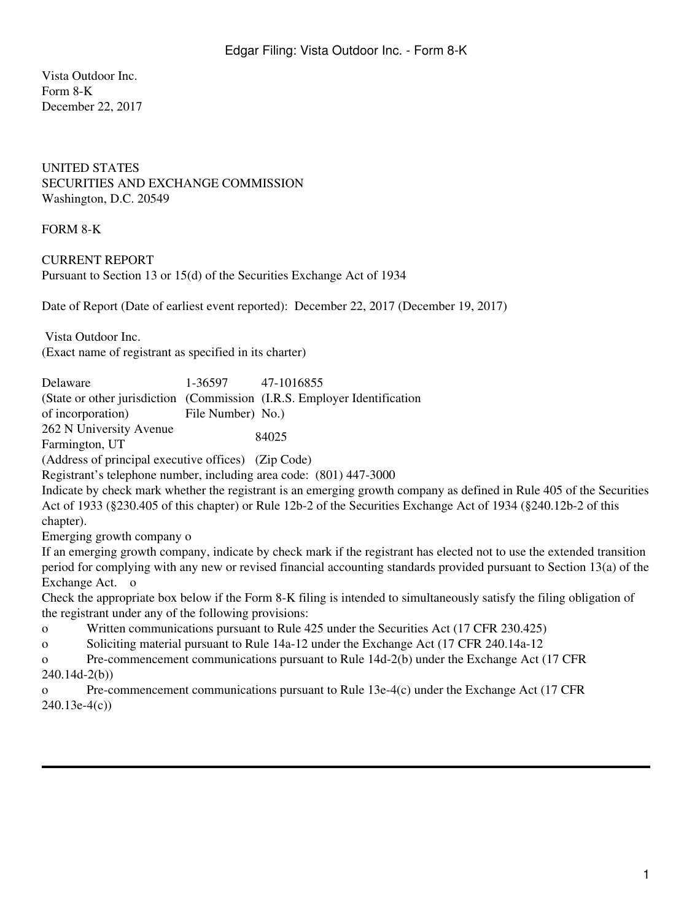Vista Outdoor Inc.
Form 8-K
December 22, 2017

UNITED STATES
SECURITIES AND EXCHANGE COMMISSION
Washington, D.C. 20549

FORM 8-K

CURRENT REPORT
Pursuant to Section 13 or 15(d) of the Securities Exchange Act of 1934

Date of Report (Date of earliest event reported): December 22, 2017 (December 19, 2017)

Vista Outdoor Inc.
(Exact name of registrant as specified in its charter)

| Delaware | 1-36597 | 47-1016855 |
|---|---|---|
| (State or other jurisdiction of incorporation) | (Commission File Number) | (I.R.S. Employer Identification No.) |

| 262 N University Avenue Farmington, UT | 84025 |
|---|---|
| (Address of principal executive offices) | (Zip Code) |

Registrant's telephone number, including area code: (801) 447-3000

Indicate by check mark whether the registrant is an emerging growth company as defined in Rule 405 of the Securities Act of 1933 (§230.405 of this chapter) or Rule 12b-2 of the Securities Exchange Act of 1934 (§240.12b-2 of this chapter).

Emerging growth company o

If an emerging growth company, indicate by check mark if the registrant has elected not to use the extended transition period for complying with any new or revised financial accounting standards provided pursuant to Section 13(a) of the Exchange Act. o

Check the appropriate box below if the Form 8-K filing is intended to simultaneously satisfy the filing obligation of the registrant under any of the following provisions:

o Written communications pursuant to Rule 425 under the Securities Act (17 CFR 230.425)

o Soliciting material pursuant to Rule 14a-12 under the Exchange Act (17 CFR 240.14a-12

o Pre-commencement communications pursuant to Rule 14d-2(b) under the Exchange Act (17 CFR 240.14d-2(b))

o Pre-commencement communications pursuant to Rule 13e-4(c) under the Exchange Act (17 CFR 240.13e-4(c))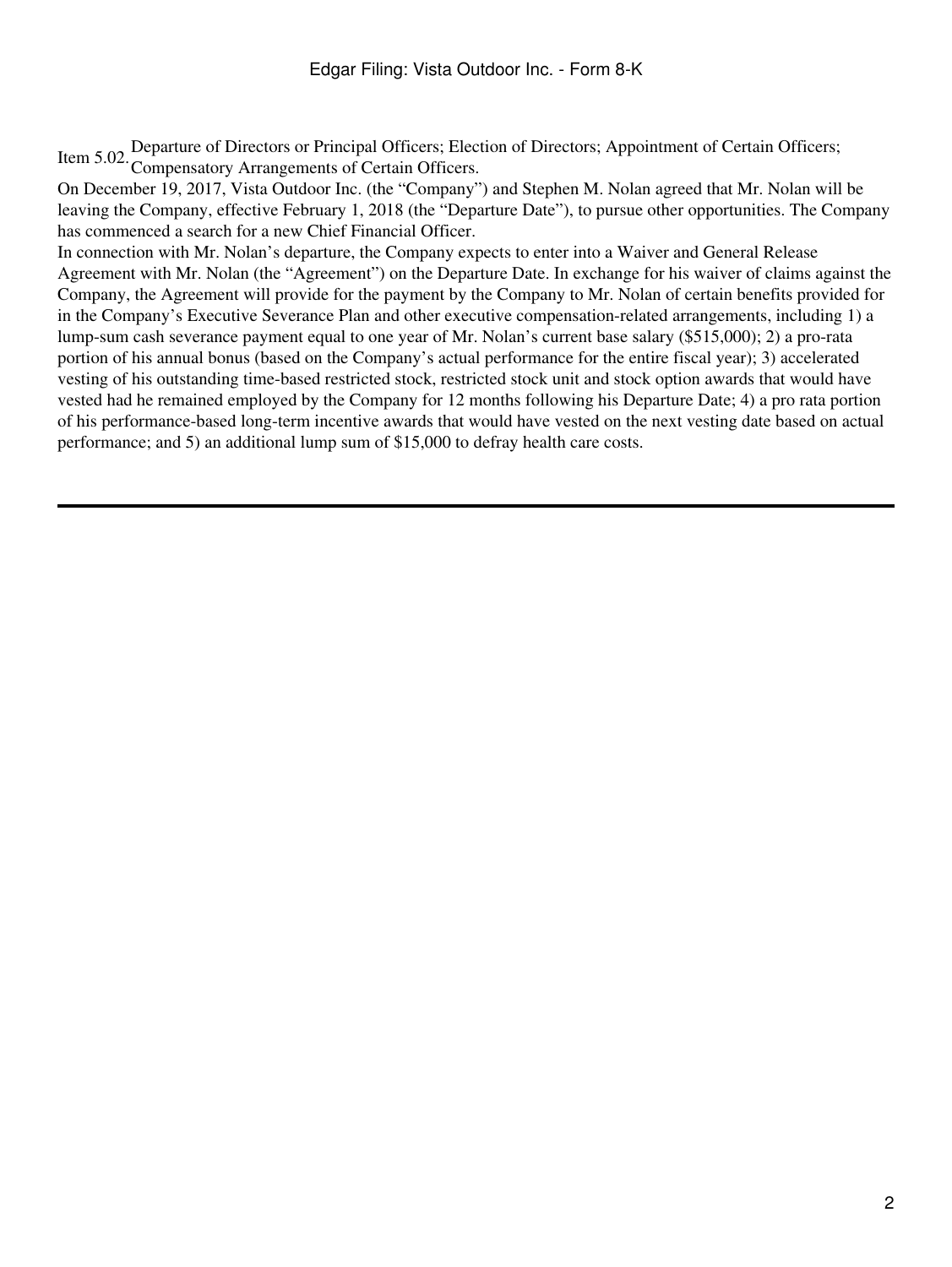Item 5.02. Departure of Directors or Principal Officers; Election of Directors; Appointment of Certain Officers; Compensatory Arrangements of Certain Officers.

On December 19, 2017, Vista Outdoor Inc. (the "Company") and Stephen M. Nolan agreed that Mr. Nolan will be leaving the Company, effective February 1, 2018 (the "Departure Date"), to pursue other opportunities. The Company has commenced a search for a new Chief Financial Officer.

In connection with Mr. Nolan's departure, the Company expects to enter into a Waiver and General Release Agreement with Mr. Nolan (the "Agreement") on the Departure Date. In exchange for his waiver of claims against the Company, the Agreement will provide for the payment by the Company to Mr. Nolan of certain benefits provided for in the Company's Executive Severance Plan and other executive compensation-related arrangements, including 1) a lump-sum cash severance payment equal to one year of Mr. Nolan's current base salary ($515,000); 2) a pro-rata portion of his annual bonus (based on the Company's actual performance for the entire fiscal year); 3) accelerated vesting of his outstanding time-based restricted stock, restricted stock unit and stock option awards that would have vested had he remained employed by the Company for 12 months following his Departure Date; 4) a pro rata portion of his performance-based long-term incentive awards that would have vested on the next vesting date based on actual performance; and 5) an additional lump sum of $15,000 to defray health care costs.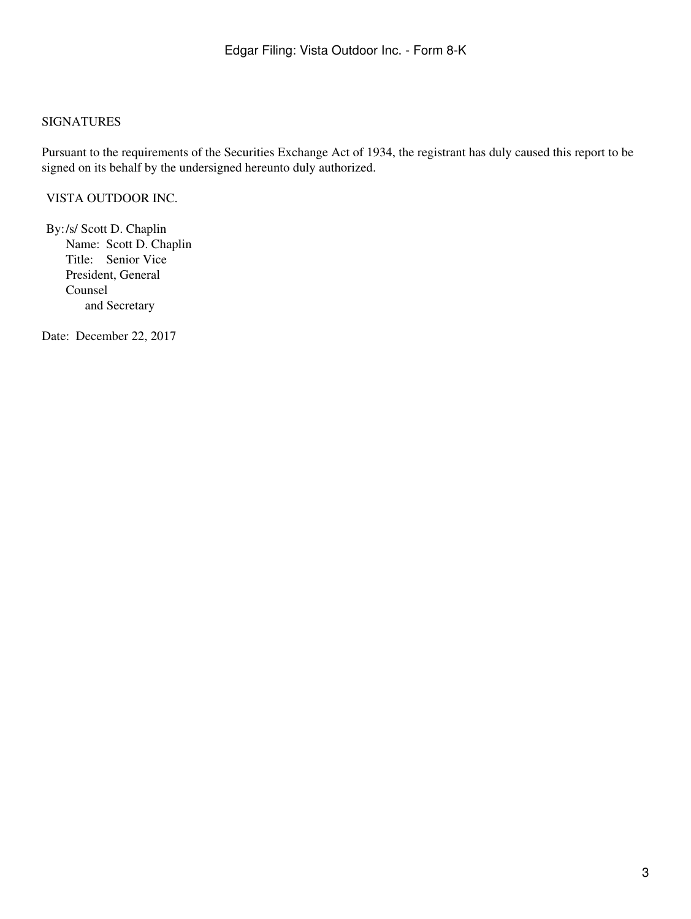SIGNATURES

Pursuant to the requirements of the Securities Exchange Act of 1934, the registrant has duly caused this report to be signed on its behalf by the undersigned hereunto duly authorized.

VISTA OUTDOOR INC.

By: /s/ Scott D. Chaplin
Name: Scott D. Chaplin
Title: Senior Vice President, General Counsel and Secretary

Date: December 22, 2017